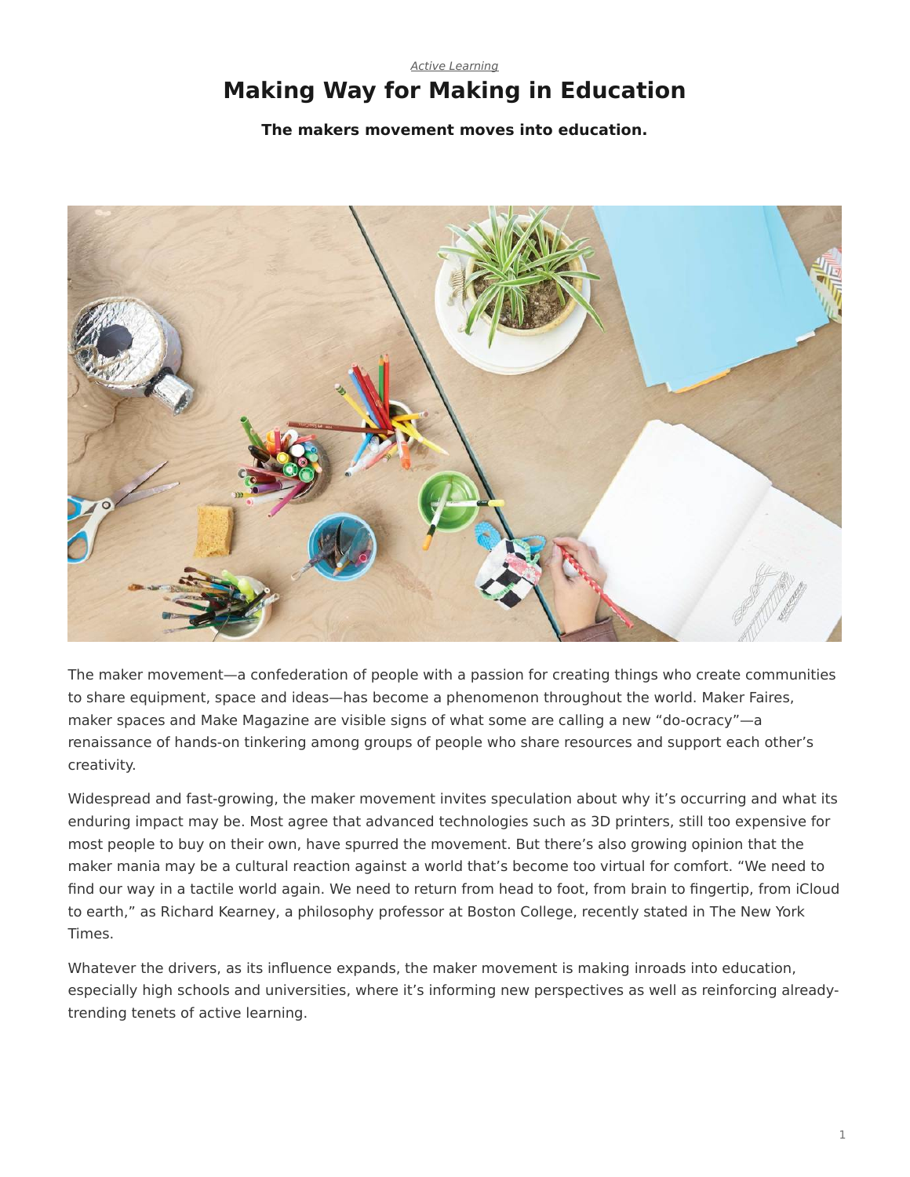*Active Learning*

# Making Way for Making in Education

**The makers movement moves into education.**

The maker movement—a confederation of people with a passion for creating things who create communities to share equipment, space and ideas—has become a phenomenon throughout the world. Maker Faires, maker spaces and Make Magazine are visible signs of what some are calling a new "do-ocracy"—a renaissance of hands-on tinkering among groups of people who share resources and support each other's creativity.

Widespread and fast-growing, the maker movement invites speculation about why it's occurring and what its enduring impact may be. Most agree that advanced technologies such as 3D printers, still too expensive for most people to buy on their own, have spurred the movement. But there's also growing opinion that the maker mania may be a cultural reaction against a world that's become too virtual for comfort. "We need to find our way in a tactile world again. We need to return from head to foot, from brain to fingertip, from iCloud to earth," as Richard Kearney, a philosophy professor at Boston College, recently stated in The New York Times.

Whatever the drivers, as its influence expands, the maker movement is making inroads into education, especially high schools and universities, where it's informing new perspectives as well as reinforcing already-trending tenets of active learning.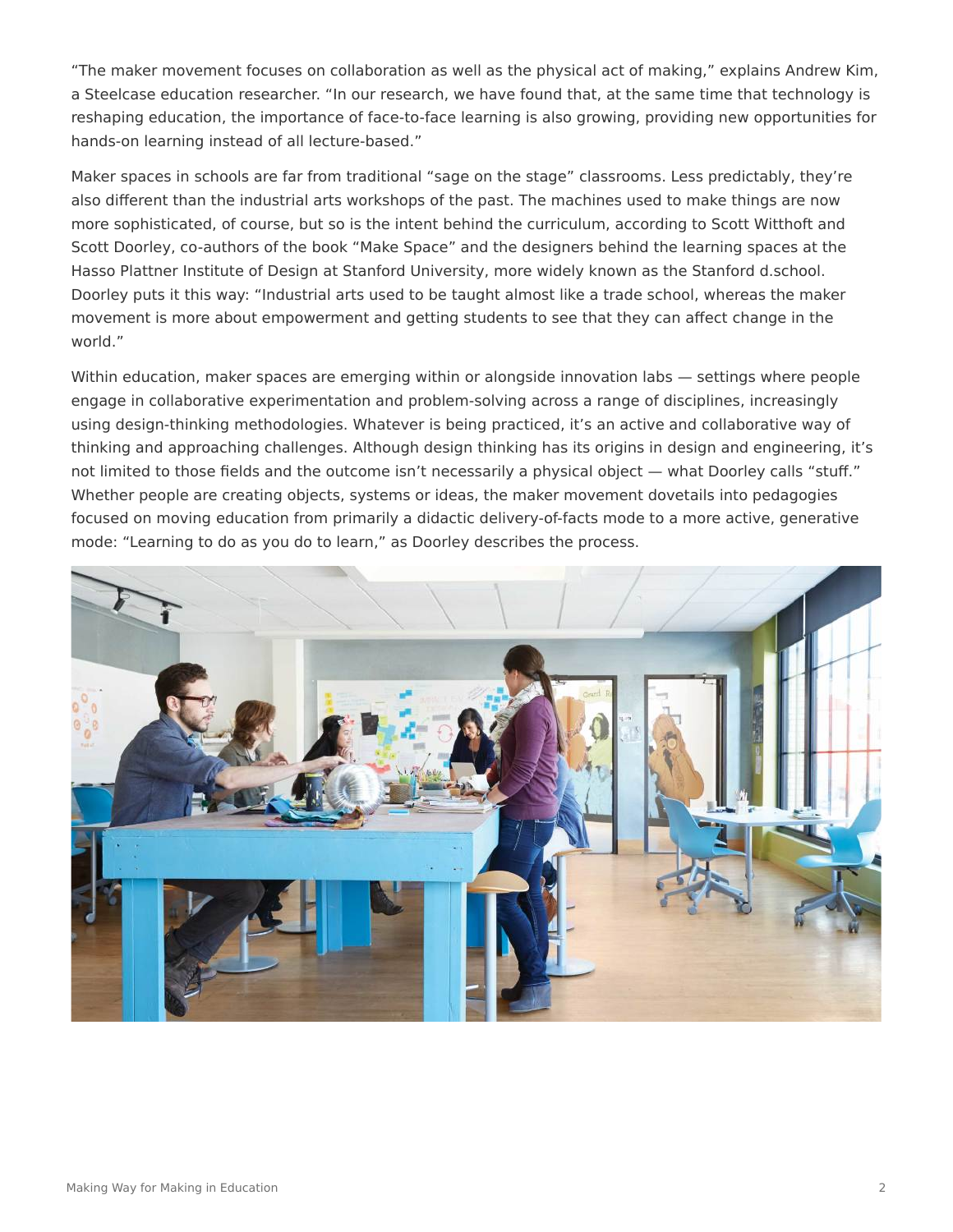"The maker movement focuses on collaboration as well as the physical act of making," explains Andrew Kim, a Steelcase education researcher. "In our research, we have found that, at the same time that technology is reshaping education, the importance of face-to-face learning is also growing, providing new opportunities for hands-on learning instead of all lecture-based."

Maker spaces in schools are far from traditional "sage on the stage" classrooms. Less predictably, they're also different than the industrial arts workshops of the past. The machines used to make things are now more sophisticated, of course, but so is the intent behind the curriculum, according to Scott Witthoft and Scott Doorley, co-authors of the book "Make Space" and the designers behind the learning spaces at the Hasso Plattner Institute of Design at Stanford University, more widely known as the Stanford d.school. Doorley puts it this way: "Industrial arts used to be taught almost like a trade school, whereas the maker movement is more about empowerment and getting students to see that they can affect change in the world."

Within education, maker spaces are emerging within or alongside innovation labs — settings where people engage in collaborative experimentation and problem-solving across a range of disciplines, increasingly using design-thinking methodologies. Whatever is being practiced, it's an active and collaborative way of thinking and approaching challenges. Although design thinking has its origins in design and engineering, it's not limited to those fields and the outcome isn't necessarily a physical object — what Doorley calls "stuff." Whether people are creating objects, systems or ideas, the maker movement dovetails into pedagogies focused on moving education from primarily a didactic delivery-of-facts mode to a more active, generative mode: "Learning to do as you do to learn," as Doorley describes the process.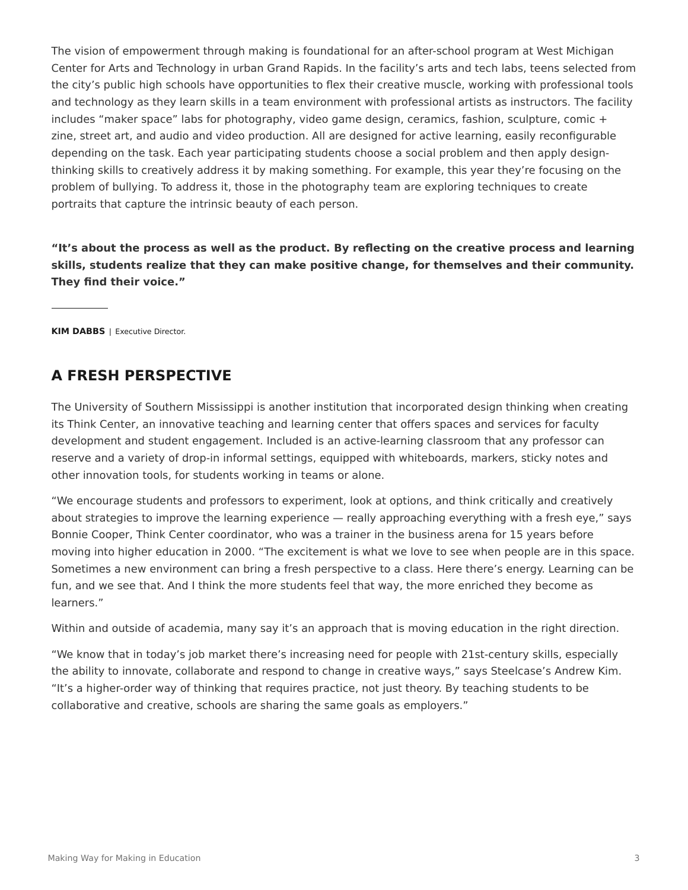The vision of empowerment through making is foundational for an after-school program at West Michigan Center for Arts and Technology in urban Grand Rapids. In the facility's arts and tech labs, teens selected from the city's public high schools have opportunities to flex their creative muscle, working with professional tools and technology as they learn skills in a team environment with professional artists as instructors. The facility includes "maker space" labs for photography, video game design, ceramics, fashion, sculpture, comic + zine, street art, and audio and video production. All are designed for active learning, easily reconfigurable depending on the task. Each year participating students choose a social problem and then apply design-thinking skills to creatively address it by making something. For example, this year they're focusing on the problem of bullying. To address it, those in the photography team are exploring techniques to create portraits that capture the intrinsic beauty of each person.

**"It's about the process as well as the product. By reflecting on the creative process and learning skills, students realize that they can make positive change, for themselves and their community. They find their voice."**

---

**KIM DABBS** | Executive Director.

## A FRESH PERSPECTIVE

The University of Southern Mississippi is another institution that incorporated design thinking when creating its Think Center, an innovative teaching and learning center that offers spaces and services for faculty development and student engagement. Included is an active-learning classroom that any professor can reserve and a variety of drop-in informal settings, equipped with whiteboards, markers, sticky notes and other innovation tools, for students working in teams or alone.

"We encourage students and professors to experiment, look at options, and think critically and creatively about strategies to improve the learning experience — really approaching everything with a fresh eye," says Bonnie Cooper, Think Center coordinator, who was a trainer in the business arena for 15 years before moving into higher education in 2000. "The excitement is what we love to see when people are in this space. Sometimes a new environment can bring a fresh perspective to a class. Here there's energy. Learning can be fun, and we see that. And I think the more students feel that way, the more enriched they become as learners."

Within and outside of academia, many say it's an approach that is moving education in the right direction.

"We know that in today's job market there's increasing need for people with 21st-century skills, especially the ability to innovate, collaborate and respond to change in creative ways," says Steelcase's Andrew Kim. "It's a higher-order way of thinking that requires practice, not just theory. By teaching students to be collaborative and creative, schools are sharing the same goals as employers."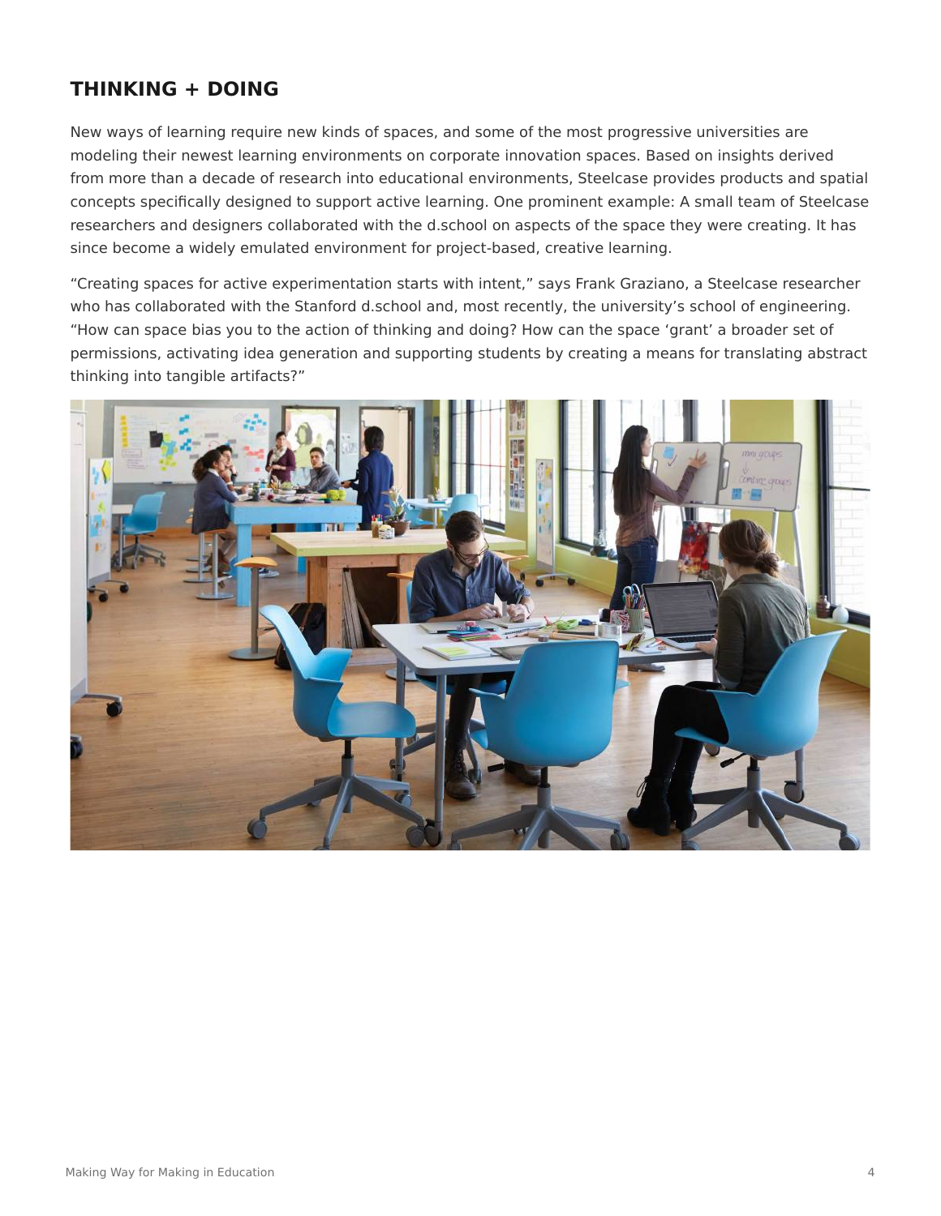## THINKING + DOING

New ways of learning require new kinds of spaces, and some of the most progressive universities are modeling their newest learning environments on corporate innovation spaces. Based on insights derived from more than a decade of research into educational environments, Steelcase provides products and spatial concepts specifically designed to support active learning. One prominent example: A small team of Steelcase researchers and designers collaborated with the d.school on aspects of the space they were creating. It has since become a widely emulated environment for project-based, creative learning.

“Creating spaces for active experimentation starts with intent,” says Frank Graziano, a Steelcase researcher who has collaborated with the Stanford d.school and, most recently, the university’s school of engineering. “How can space bias you to the action of thinking and doing? How can the space ‘grant’ a broader set of permissions, activating idea generation and supporting students by creating a means for translating abstract thinking into tangible artifacts?”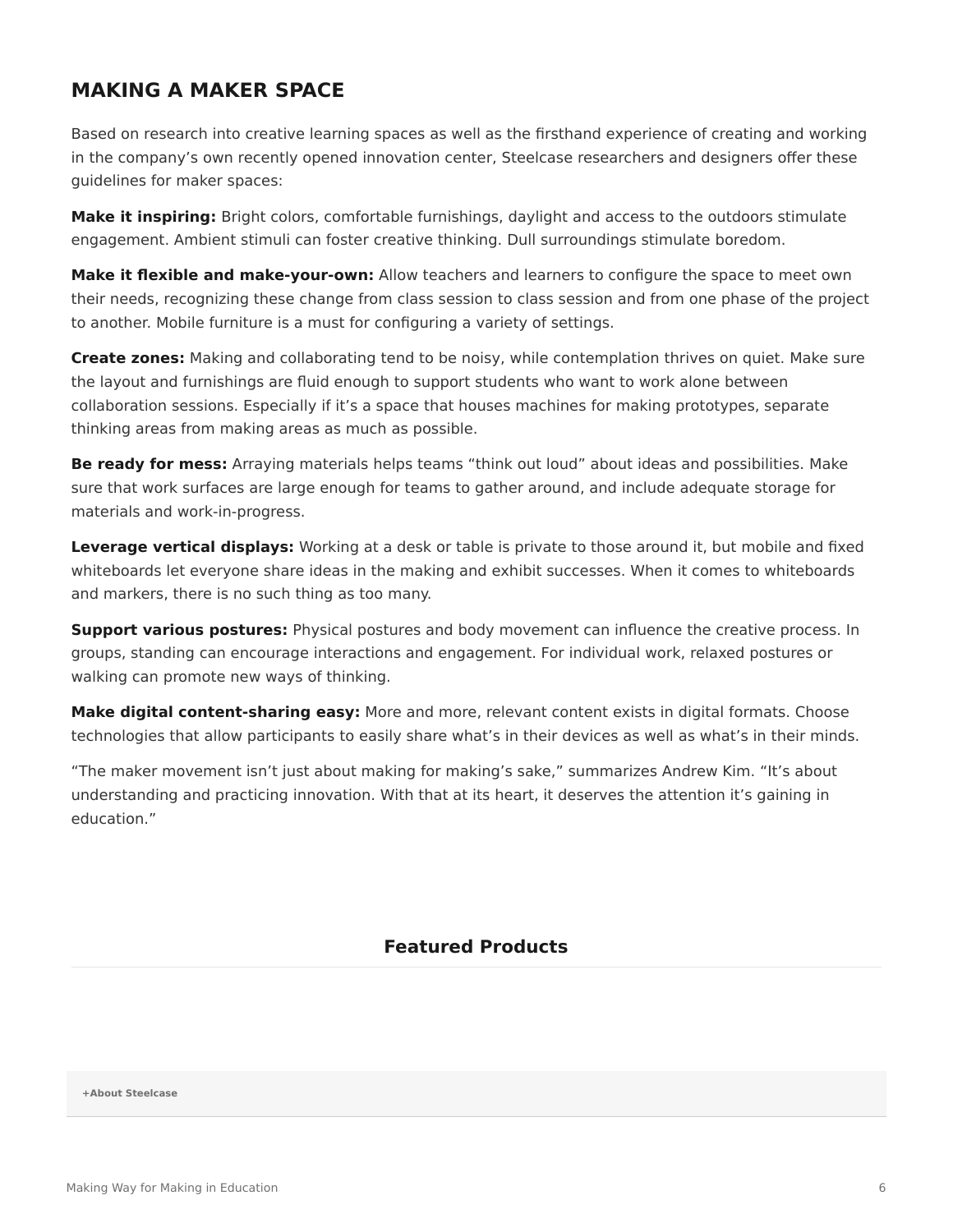## MAKING A MAKER SPACE

Based on research into creative learning spaces as well as the firsthand experience of creating and working in the company's own recently opened innovation center, Steelcase researchers and designers offer these guidelines for maker spaces:

**Make it inspiring:** Bright colors, comfortable furnishings, daylight and access to the outdoors stimulate engagement. Ambient stimuli can foster creative thinking. Dull surroundings stimulate boredom.

**Make it flexible and make-your-own:** Allow teachers and learners to configure the space to meet own their needs, recognizing these change from class session to class session and from one phase of the project to another. Mobile furniture is a must for configuring a variety of settings.

**Create zones:** Making and collaborating tend to be noisy, while contemplation thrives on quiet. Make sure the layout and furnishings are fluid enough to support students who want to work alone between collaboration sessions. Especially if it's a space that houses machines for making prototypes, separate thinking areas from making areas as much as possible.

**Be ready for mess:** Arraying materials helps teams "think out loud" about ideas and possibilities. Make sure that work surfaces are large enough for teams to gather around, and include adequate storage for materials and work-in-progress.

**Leverage vertical displays:** Working at a desk or table is private to those around it, but mobile and fixed whiteboards let everyone share ideas in the making and exhibit successes. When it comes to whiteboards and markers, there is no such thing as too many.

**Support various postures:** Physical postures and body movement can influence the creative process. In groups, standing can encourage interactions and engagement. For individual work, relaxed postures or walking can promote new ways of thinking.

**Make digital content-sharing easy:** More and more, relevant content exists in digital formats. Choose technologies that allow participants to easily share what's in their devices as well as what's in their minds.

"The maker movement isn't just about making for making's sake," summarizes Andrew Kim. "It's about understanding and practicing innovation. With that at its heart, it deserves the attention it's gaining in education."

### Featured Products

**+About Steelcase**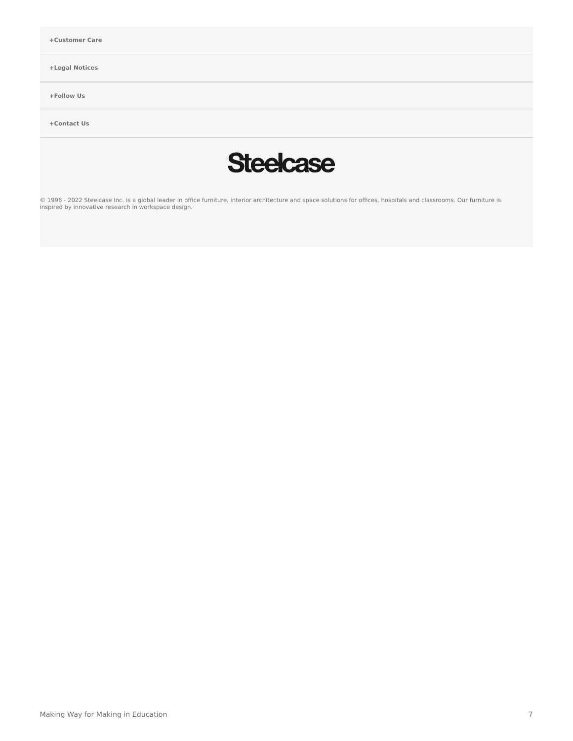**+Customer Care**

**+Legal Notices**

**+Follow Us**

**+Contact Us**

Steelcase

© 1996 - 2022 Steelcase Inc. is a global leader in office furniture, interior architecture and space solutions for offices, hospitals and classrooms. Our furniture is inspired by innovative research in workspace design.